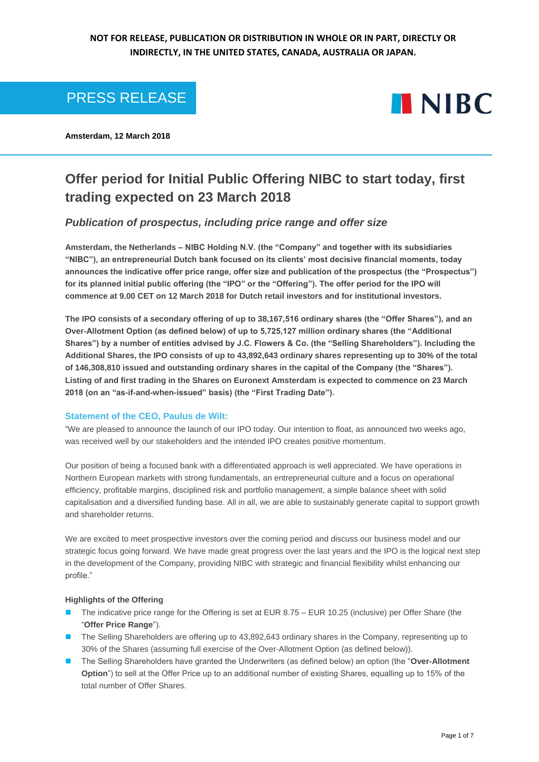**NOT FOR RELEASE, PUBLICATION OR DISTRIBUTION IN WHOLE OR IN PART, DIRECTLY OR INDIRECTLY, IN THE UNITED STATES, CANADA, AUSTRALIA OR JAPAN.**

PRESS RELEASE

NIBC

**Amsterdam, 12 March 2018**

# Offer period for Initial Public Offering NIBC to start today, first trading expected on 23 March 2018

## *Publication of prospectus, including price range and offer size*

**Amsterdam, the Netherlands – NIBC Holding N.V. (the "Company" and together with its subsidiaries "NIBC"), an entrepreneurial Dutch bank focused on its clients' most decisive financial moments, today announces the indicative offer price range, offer size and publication of the prospectus (the "Prospectus") for its planned initial public offering (the "IPO" or the "Offering"). The offer period for the IPO will commence at 9.00 CET on 12 March 2018 for Dutch retail investors and for institutional investors.**

**The IPO consists of a secondary offering of up to 38,167,516 ordinary shares (the "Offer Shares"), and an Over-Allotment Option (as defined below) of up to 5,725,127 million ordinary shares (the "Additional Shares") by a number of entities advised by J.C. Flowers & Co. (the "Selling Shareholders"). Including the Additional Shares, the IPO consists of up to 43,892,643 ordinary shares representing up to 30% of the total of 146,308,810 issued and outstanding ordinary shares in the capital of the Company (the "Shares"). Listing of and first trading in the Shares on Euronext Amsterdam is expected to commence on 23 March 2018 (on an "as-if-and-when-issued" basis) (the "First Trading Date").**

### Statement of the CEO, Paulus de Wilt:

"We are pleased to announce the launch of our IPO today. Our intention to float, as announced two weeks ago, was received well by our stakeholders and the intended IPO creates positive momentum.

Our position of being a focused bank with a differentiated approach is well appreciated. We have operations in Northern European markets with strong fundamentals, an entrepreneurial culture and a focus on operational efficiency, profitable margins, disciplined risk and portfolio management, a simple balance sheet with solid capitalisation and a diversified funding base. All in all, we are able to sustainably generate capital to support growth and shareholder returns.

We are excited to meet prospective investors over the coming period and discuss our business model and our strategic focus going forward. We have made great progress over the last years and the IPO is the logical next step in the development of the Company, providing NIBC with strategic and financial flexibility whilst enhancing our profile."

**Highlights of the Offering**

- The indicative price range for the Offering is set at EUR 8.75 – EUR 10.25 (inclusive) per Offer Share (the "**Offer Price Range**").
- The Selling Shareholders are offering up to 43,892,643 ordinary shares in the Company, representing up to 30% of the Shares (assuming full exercise of the Over-Allotment Option (as defined below)).
- The Selling Shareholders have granted the Underwriters (as defined below) an option (the "**Over-Allotment Option**") to sell at the Offer Price up to an additional number of existing Shares, equalling up to 15% of the total number of Offer Shares.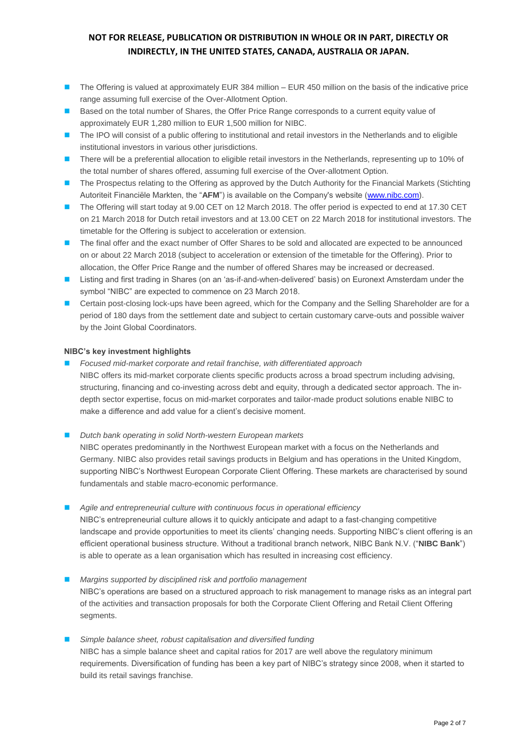**NOT FOR RELEASE, PUBLICATION OR DISTRIBUTION IN WHOLE OR IN PART, DIRECTLY OR INDIRECTLY, IN THE UNITED STATES, CANADA, AUSTRALIA OR JAPAN.**

- The Offering is valued at approximately EUR 384 million – EUR 450 million on the basis of the indicative price range assuming full exercise of the Over-Allotment Option.
- Based on the total number of Shares, the Offer Price Range corresponds to a current equity value of approximately EUR 1,280 million to EUR 1,500 million for NIBC.
- The IPO will consist of a public offering to institutional and retail investors in the Netherlands and to eligible institutional investors in various other jurisdictions.
- There will be a preferential allocation to eligible retail investors in the Netherlands, representing up to 10% of the total number of shares offered, assuming full exercise of the Over-allotment Option.
- The Prospectus relating to the Offering as approved by the Dutch Authority for the Financial Markets (Stichting Autoriteit Financiële Markten, the "**AFM**") is available on the Company's website (www.nibc.com).
- The Offering will start today at 9.00 CET on 12 March 2018. The offer period is expected to end at 17.30 CET on 21 March 2018 for Dutch retail investors and at 13.00 CET on 22 March 2018 for institutional investors. The timetable for the Offering is subject to acceleration or extension.
- The final offer and the exact number of Offer Shares to be sold and allocated are expected to be announced on or about 22 March 2018 (subject to acceleration or extension of the timetable for the Offering). Prior to allocation, the Offer Price Range and the number of offered Shares may be increased or decreased.
- Listing and first trading in Shares (on an 'as-if-and-when-delivered' basis) on Euronext Amsterdam under the symbol "NIBC" are expected to commence on 23 March 2018.
- Certain post-closing lock-ups have been agreed, which for the Company and the Selling Shareholder are for a period of 180 days from the settlement date and subject to certain customary carve-outs and possible waiver by the Joint Global Coordinators.

**NIBC's key investment highlights**

- *Focused mid-market corporate and retail franchise, with differentiated approach*
  NIBC offers its mid-market corporate clients specific products across a broad spectrum including advising, structuring, financing and co-investing across debt and equity, through a dedicated sector approach. The in-depth sector expertise, focus on mid-market corporates and tailor-made product solutions enable NIBC to make a difference and add value for a client's decisive moment.

- *Dutch bank operating in solid North-western European markets*
  NIBC operates predominantly in the Northwest European market with a focus on the Netherlands and Germany. NIBC also provides retail savings products in Belgium and has operations in the United Kingdom, supporting NIBC's Northwest European Corporate Client Offering. These markets are characterised by sound fundamentals and stable macro-economic performance.

- *Agile and entrepreneurial culture with continuous focus in operational efficiency*
  NIBC's entrepreneurial culture allows it to quickly anticipate and adapt to a fast-changing competitive landscape and provide opportunities to meet its clients' changing needs. Supporting NIBC's client offering is an efficient operational business structure. Without a traditional branch network, NIBC Bank N.V. ("**NIBC Bank**") is able to operate as a lean organisation which has resulted in increasing cost efficiency.

- *Margins supported by disciplined risk and portfolio management*
  NIBC's operations are based on a structured approach to risk management to manage risks as an integral part of the activities and transaction proposals for both the Corporate Client Offering and Retail Client Offering segments.

- *Simple balance sheet, robust capitalisation and diversified funding*
  NIBC has a simple balance sheet and capital ratios for 2017 are well above the regulatory minimum requirements. Diversification of funding has been a key part of NIBC's strategy since 2008, when it started to build its retail savings franchise.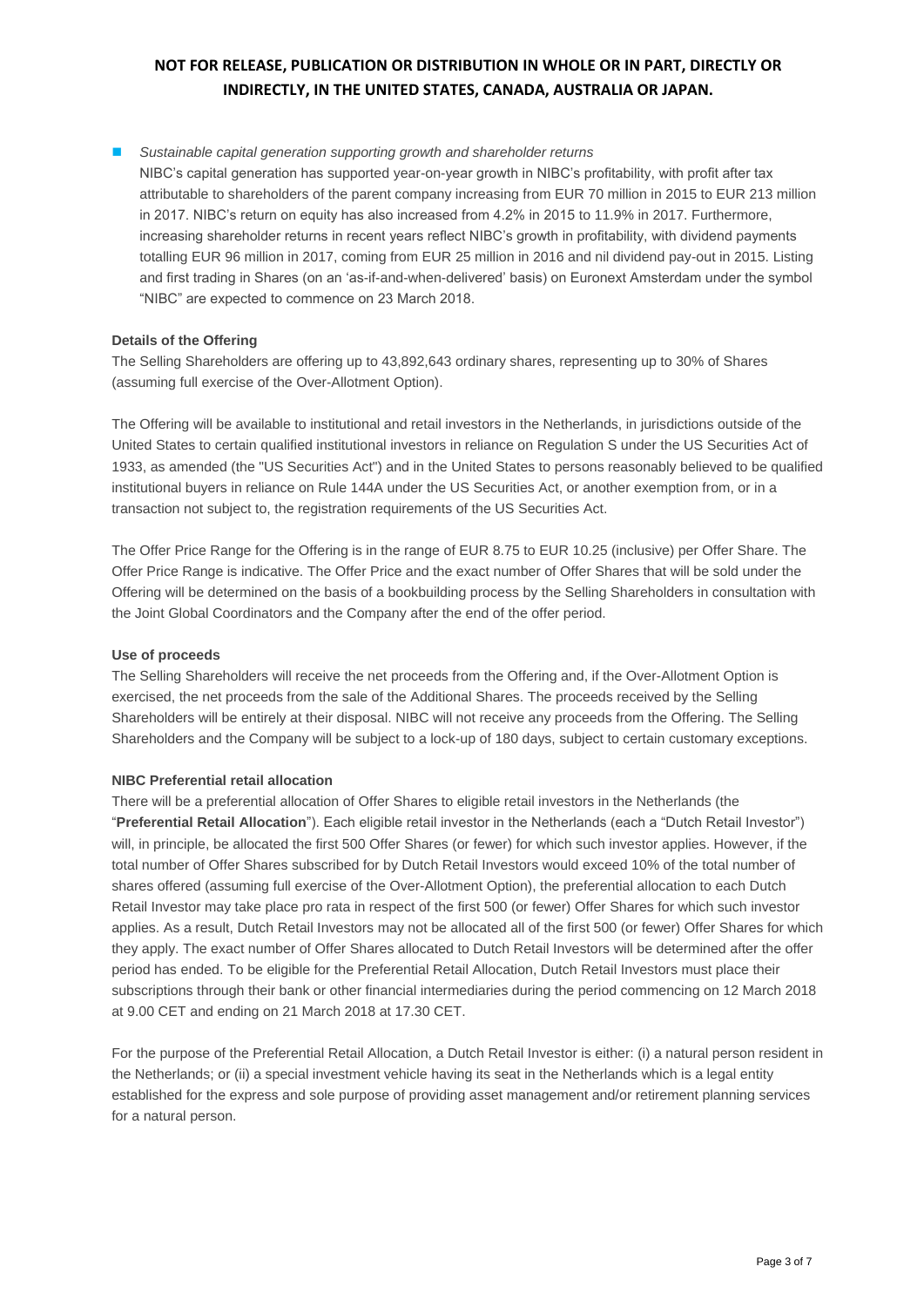**NOT FOR RELEASE, PUBLICATION OR DISTRIBUTION IN WHOLE OR IN PART, DIRECTLY OR INDIRECTLY, IN THE UNITED STATES, CANADA, AUSTRALIA OR JAPAN.**

- *Sustainable capital generation supporting growth and shareholder returns*

  NIBC's capital generation has supported year-on-year growth in NIBC's profitability, with profit after tax attributable to shareholders of the parent company increasing from EUR 70 million in 2015 to EUR 213 million in 2017. NIBC's return on equity has also increased from 4.2% in 2015 to 11.9% in 2017. Furthermore, increasing shareholder returns in recent years reflect NIBC's growth in profitability, with dividend payments totalling EUR 96 million in 2017, coming from EUR 25 million in 2016 and nil dividend pay-out in 2015. Listing and first trading in Shares (on an 'as-if-and-when-delivered' basis) on Euronext Amsterdam under the symbol "NIBC" are expected to commence on 23 March 2018.

**Details of the Offering**

The Selling Shareholders are offering up to 43,892,643 ordinary shares, representing up to 30% of Shares (assuming full exercise of the Over-Allotment Option).

The Offering will be available to institutional and retail investors in the Netherlands, in jurisdictions outside of the United States to certain qualified institutional investors in reliance on Regulation S under the US Securities Act of 1933, as amended (the "US Securities Act") and in the United States to persons reasonably believed to be qualified institutional buyers in reliance on Rule 144A under the US Securities Act, or another exemption from, or in a transaction not subject to, the registration requirements of the US Securities Act.

The Offer Price Range for the Offering is in the range of EUR 8.75 to EUR 10.25 (inclusive) per Offer Share. The Offer Price Range is indicative. The Offer Price and the exact number of Offer Shares that will be sold under the Offering will be determined on the basis of a bookbuilding process by the Selling Shareholders in consultation with the Joint Global Coordinators and the Company after the end of the offer period.

**Use of proceeds**

The Selling Shareholders will receive the net proceeds from the Offering and, if the Over-Allotment Option is exercised, the net proceeds from the sale of the Additional Shares. The proceeds received by the Selling Shareholders will be entirely at their disposal. NIBC will not receive any proceeds from the Offering. The Selling Shareholders and the Company will be subject to a lock-up of 180 days, subject to certain customary exceptions.

**NIBC Preferential retail allocation**

There will be a preferential allocation of Offer Shares to eligible retail investors in the Netherlands (the "**Preferential Retail Allocation**"). Each eligible retail investor in the Netherlands (each a "Dutch Retail Investor") will, in principle, be allocated the first 500 Offer Shares (or fewer) for which such investor applies. However, if the total number of Offer Shares subscribed for by Dutch Retail Investors would exceed 10% of the total number of shares offered (assuming full exercise of the Over-Allotment Option), the preferential allocation to each Dutch Retail Investor may take place pro rata in respect of the first 500 (or fewer) Offer Shares for which such investor applies. As a result, Dutch Retail Investors may not be allocated all of the first 500 (or fewer) Offer Shares for which they apply. The exact number of Offer Shares allocated to Dutch Retail Investors will be determined after the offer period has ended. To be eligible for the Preferential Retail Allocation, Dutch Retail Investors must place their subscriptions through their bank or other financial intermediaries during the period commencing on 12 March 2018 at 9.00 CET and ending on 21 March 2018 at 17.30 CET.

For the purpose of the Preferential Retail Allocation, a Dutch Retail Investor is either: (i) a natural person resident in the Netherlands; or (ii) a special investment vehicle having its seat in the Netherlands which is a legal entity established for the express and sole purpose of providing asset management and/or retirement planning services for a natural person.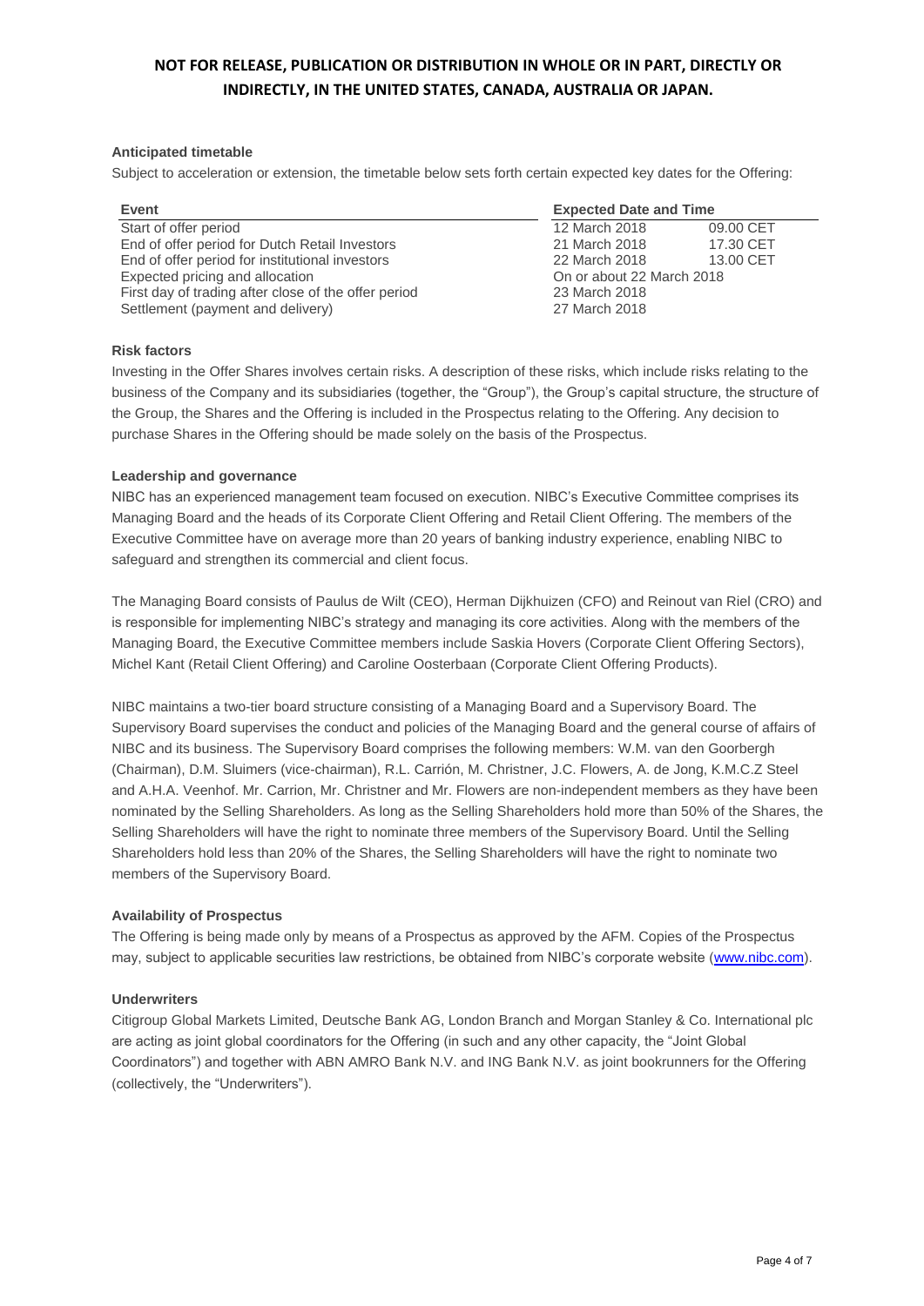**NOT FOR RELEASE, PUBLICATION OR DISTRIBUTION IN WHOLE OR IN PART, DIRECTLY OR INDIRECTLY, IN THE UNITED STATES, CANADA, AUSTRALIA OR JAPAN.**

### Anticipated timetable

Subject to acceleration or extension, the timetable below sets forth certain expected key dates for the Offering:

| Event | Expected Date and Time | |
|---|---|---|
| Start of offer period | 12 March 2018 | 09.00 CET |
| End of offer period for Dutch Retail Investors | 21 March 2018 | 17.30 CET |
| End of offer period for institutional investors | 22 March 2018 | 13.00 CET |
| Expected pricing and allocation | On or about 22 March 2018 | |
| First day of trading after close of the offer period | 23 March 2018 | |
| Settlement (payment and delivery) | 27 March 2018 | |

### Risk factors

Investing in the Offer Shares involves certain risks. A description of these risks, which include risks relating to the business of the Company and its subsidiaries (together, the "Group"), the Group's capital structure, the structure of the Group, the Shares and the Offering is included in the Prospectus relating to the Offering. Any decision to purchase Shares in the Offering should be made solely on the basis of the Prospectus.

### Leadership and governance

NIBC has an experienced management team focused on execution. NIBC's Executive Committee comprises its Managing Board and the heads of its Corporate Client Offering and Retail Client Offering. The members of the Executive Committee have on average more than 20 years of banking industry experience, enabling NIBC to safeguard and strengthen its commercial and client focus.

The Managing Board consists of Paulus de Wilt (CEO), Herman Dijkhuizen (CFO) and Reinout van Riel (CRO) and is responsible for implementing NIBC's strategy and managing its core activities. Along with the members of the Managing Board, the Executive Committee members include Saskia Hovers (Corporate Client Offering Sectors), Michel Kant (Retail Client Offering) and Caroline Oosterbaan (Corporate Client Offering Products).

NIBC maintains a two-tier board structure consisting of a Managing Board and a Supervisory Board. The Supervisory Board supervises the conduct and policies of the Managing Board and the general course of affairs of NIBC and its business. The Supervisory Board comprises the following members: W.M. van den Goorbergh (Chairman), D.M. Sluimers (vice-chairman), R.L. Carrión, M. Christner, J.C. Flowers, A. de Jong, K.M.C.Z Steel and A.H.A. Veenhof. Mr. Carrion, Mr. Christner and Mr. Flowers are non-independent members as they have been nominated by the Selling Shareholders. As long as the Selling Shareholders hold more than 50% of the Shares, the Selling Shareholders will have the right to nominate three members of the Supervisory Board. Until the Selling Shareholders hold less than 20% of the Shares, the Selling Shareholders will have the right to nominate two members of the Supervisory Board.

### Availability of Prospectus

The Offering is being made only by means of a Prospectus as approved by the AFM. Copies of the Prospectus may, subject to applicable securities law restrictions, be obtained from NIBC's corporate website (www.nibc.com).

### Underwriters

Citigroup Global Markets Limited, Deutsche Bank AG, London Branch and Morgan Stanley & Co. International plc are acting as joint global coordinators for the Offering (in such and any other capacity, the "Joint Global Coordinators") and together with ABN AMRO Bank N.V. and ING Bank N.V. as joint bookrunners for the Offering (collectively, the "Underwriters").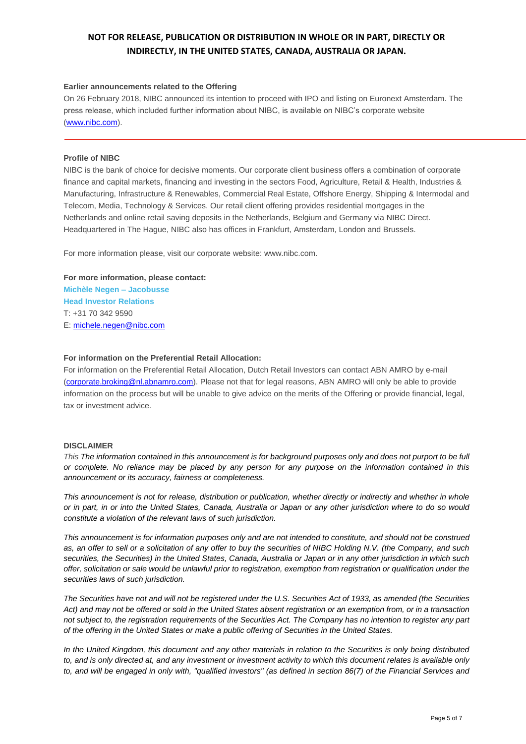**NOT FOR RELEASE, PUBLICATION OR DISTRIBUTION IN WHOLE OR IN PART, DIRECTLY OR INDIRECTLY, IN THE UNITED STATES, CANADA, AUSTRALIA OR JAPAN.**

**Earlier announcements related to the Offering**

On 26 February 2018, NIBC announced its intention to proceed with IPO and listing on Euronext Amsterdam. The press release, which included further information about NIBC, is available on NIBC's corporate website (www.nibc.com).

---

**Profile of NIBC**

NIBC is the bank of choice for decisive moments. Our corporate client business offers a combination of corporate finance and capital markets, financing and investing in the sectors Food, Agriculture, Retail & Health, Industries & Manufacturing, Infrastructure & Renewables, Commercial Real Estate, Offshore Energy, Shipping & Intermodal and Telecom, Media, Technology & Services. Our retail client offering provides residential mortgages in the Netherlands and online retail saving deposits in the Netherlands, Belgium and Germany via NIBC Direct. Headquartered in The Hague, NIBC also has offices in Frankfurt, Amsterdam, London and Brussels.

For more information please, visit our corporate website: www.nibc.com.

**For more information, please contact:**

**Michèle Negen – Jacobusse**
**Head Investor Relations**
T: +31 70 342 9590
E: michele.negen@nibc.com

**For information on the Preferential Retail Allocation:**

For information on the Preferential Retail Allocation, Dutch Retail Investors can contact ABN AMRO by e-mail (corporate.broking@nl.abnamro.com). Please not that for legal reasons, ABN AMRO will only be able to provide information on the process but will be unable to give advice on the merits of the Offering or provide financial, legal, tax or investment advice.

**DISCLAIMER**

*This The information contained in this announcement is for background purposes only and does not purport to be full or complete. No reliance may be placed by any person for any purpose on the information contained in this announcement or its accuracy, fairness or completeness.*

*This announcement is not for release, distribution or publication, whether directly or indirectly and whether in whole or in part, in or into the United States, Canada, Australia or Japan or any other jurisdiction where to do so would constitute a violation of the relevant laws of such jurisdiction.*

*This announcement is for information purposes only and are not intended to constitute, and should not be construed as, an offer to sell or a solicitation of any offer to buy the securities of NIBC Holding N.V. (the Company, and such securities, the Securities) in the United States, Canada, Australia or Japan or in any other jurisdiction in which such offer, solicitation or sale would be unlawful prior to registration, exemption from registration or qualification under the securities laws of such jurisdiction.*

*The Securities have not and will not be registered under the U.S. Securities Act of 1933, as amended (the Securities Act) and may not be offered or sold in the United States absent registration or an exemption from, or in a transaction not subject to, the registration requirements of the Securities Act. The Company has no intention to register any part of the offering in the United States or make a public offering of Securities in the United States.*

*In the United Kingdom, this document and any other materials in relation to the Securities is only being distributed to, and is only directed at, and any investment or investment activity to which this document relates is available only to, and will be engaged in only with, "qualified investors" (as defined in section 86(7) of the Financial Services and*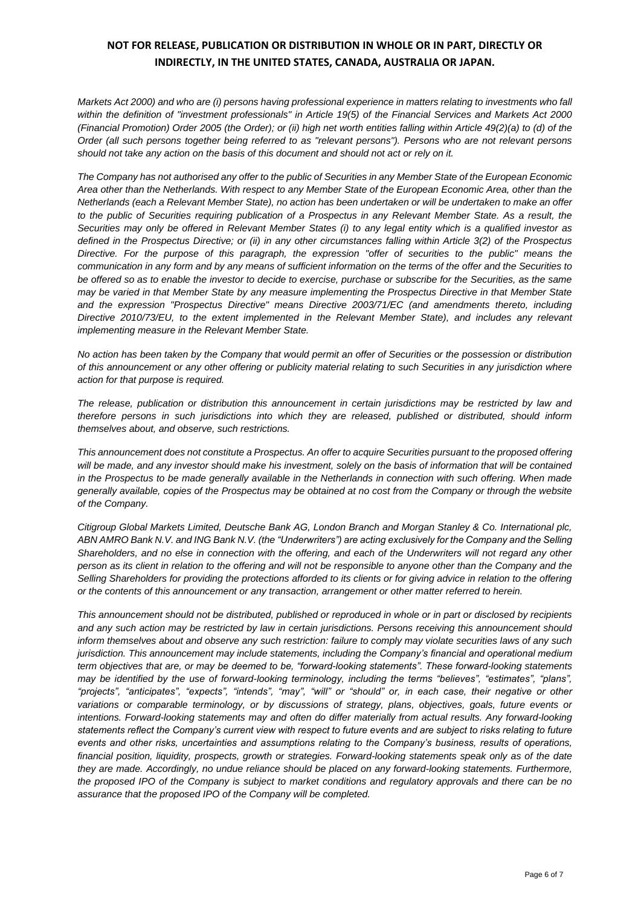**NOT FOR RELEASE, PUBLICATION OR DISTRIBUTION IN WHOLE OR IN PART, DIRECTLY OR INDIRECTLY, IN THE UNITED STATES, CANADA, AUSTRALIA OR JAPAN.**

*Markets Act 2000) and who are (i) persons having professional experience in matters relating to investments who fall within the definition of "investment professionals" in Article 19(5) of the Financial Services and Markets Act 2000 (Financial Promotion) Order 2005 (the Order); or (ii) high net worth entities falling within Article 49(2)(a) to (d) of the Order (all such persons together being referred to as "relevant persons"). Persons who are not relevant persons should not take any action on the basis of this document and should not act or rely on it.*

*The Company has not authorised any offer to the public of Securities in any Member State of the European Economic Area other than the Netherlands. With respect to any Member State of the European Economic Area, other than the Netherlands (each a Relevant Member State), no action has been undertaken or will be undertaken to make an offer to the public of Securities requiring publication of a Prospectus in any Relevant Member State. As a result, the Securities may only be offered in Relevant Member States (i) to any legal entity which is a qualified investor as defined in the Prospectus Directive; or (ii) in any other circumstances falling within Article 3(2) of the Prospectus Directive. For the purpose of this paragraph, the expression "offer of securities to the public" means the communication in any form and by any means of sufficient information on the terms of the offer and the Securities to be offered so as to enable the investor to decide to exercise, purchase or subscribe for the Securities, as the same may be varied in that Member State by any measure implementing the Prospectus Directive in that Member State and the expression "Prospectus Directive" means Directive 2003/71/EC (and amendments thereto, including Directive 2010/73/EU, to the extent implemented in the Relevant Member State), and includes any relevant implementing measure in the Relevant Member State.*

*No action has been taken by the Company that would permit an offer of Securities or the possession or distribution of this announcement or any other offering or publicity material relating to such Securities in any jurisdiction where action for that purpose is required.*

*The release, publication or distribution this announcement in certain jurisdictions may be restricted by law and therefore persons in such jurisdictions into which they are released, published or distributed, should inform themselves about, and observe, such restrictions.*

*This announcement does not constitute a Prospectus. An offer to acquire Securities pursuant to the proposed offering will be made, and any investor should make his investment, solely on the basis of information that will be contained in the Prospectus to be made generally available in the Netherlands in connection with such offering. When made generally available, copies of the Prospectus may be obtained at no cost from the Company or through the website of the Company.*

*Citigroup Global Markets Limited, Deutsche Bank AG, London Branch and Morgan Stanley & Co. International plc, ABN AMRO Bank N.V. and ING Bank N.V. (the "Underwriters") are acting exclusively for the Company and the Selling Shareholders, and no else in connection with the offering, and each of the Underwriters will not regard any other person as its client in relation to the offering and will not be responsible to anyone other than the Company and the Selling Shareholders for providing the protections afforded to its clients or for giving advice in relation to the offering or the contents of this announcement or any transaction, arrangement or other matter referred to herein.*

*This announcement should not be distributed, published or reproduced in whole or in part or disclosed by recipients and any such action may be restricted by law in certain jurisdictions. Persons receiving this announcement should inform themselves about and observe any such restriction: failure to comply may violate securities laws of any such jurisdiction. This announcement may include statements, including the Company's financial and operational medium term objectives that are, or may be deemed to be, "forward-looking statements". These forward-looking statements may be identified by the use of forward-looking terminology, including the terms "believes", "estimates", "plans", "projects", "anticipates", "expects", "intends", "may", "will" or "should" or, in each case, their negative or other variations or comparable terminology, or by discussions of strategy, plans, objectives, goals, future events or intentions. Forward-looking statements may and often do differ materially from actual results. Any forward-looking statements reflect the Company's current view with respect to future events and are subject to risks relating to future events and other risks, uncertainties and assumptions relating to the Company's business, results of operations, financial position, liquidity, prospects, growth or strategies. Forward-looking statements speak only as of the date they are made. Accordingly, no undue reliance should be placed on any forward-looking statements. Furthermore, the proposed IPO of the Company is subject to market conditions and regulatory approvals and there can be no assurance that the proposed IPO of the Company will be completed.*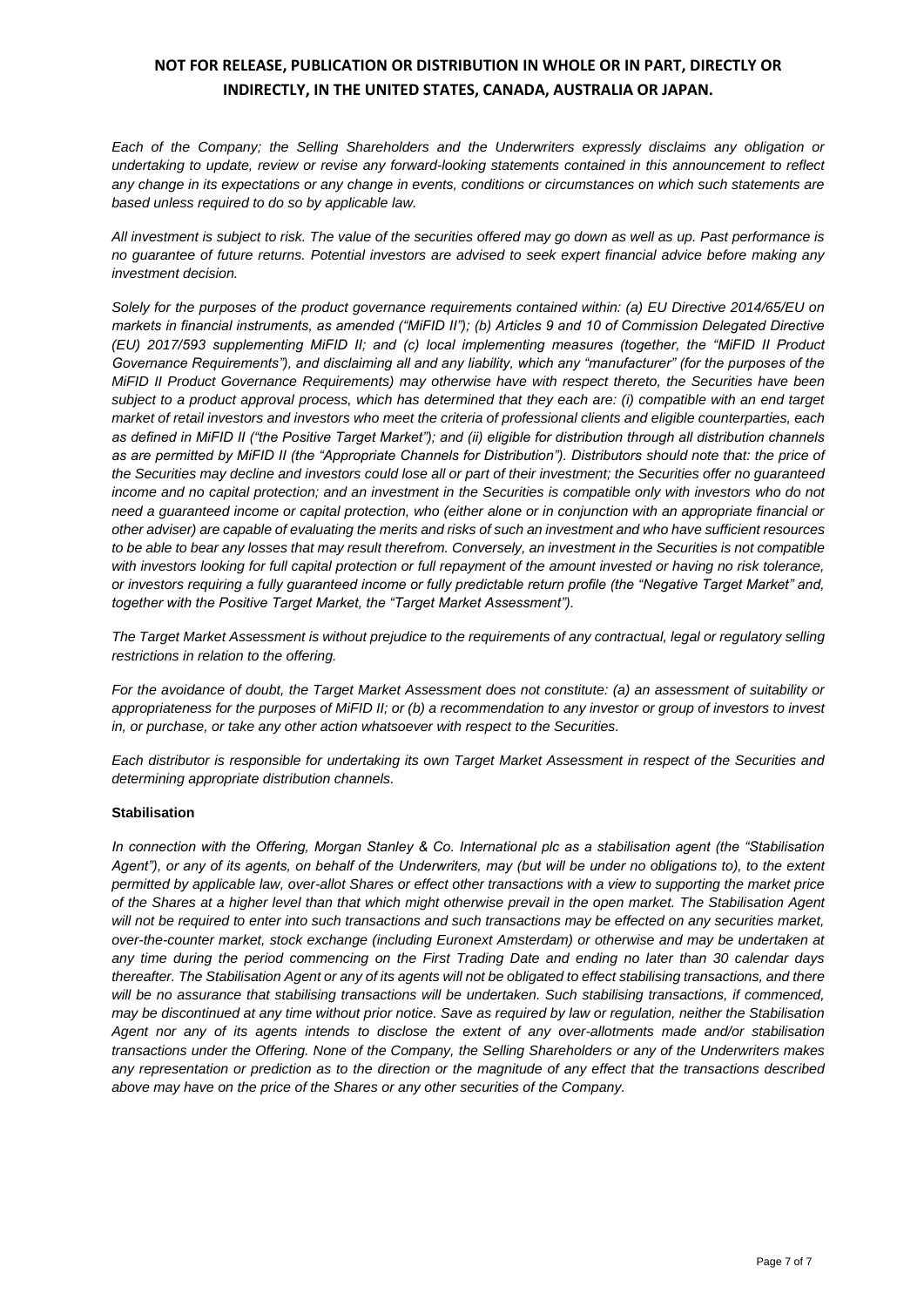**NOT FOR RELEASE, PUBLICATION OR DISTRIBUTION IN WHOLE OR IN PART, DIRECTLY OR INDIRECTLY, IN THE UNITED STATES, CANADA, AUSTRALIA OR JAPAN.**

*Each of the Company; the Selling Shareholders and the Underwriters expressly disclaims any obligation or undertaking to update, review or revise any forward-looking statements contained in this announcement to reflect any change in its expectations or any change in events, conditions or circumstances on which such statements are based unless required to do so by applicable law.*

*All investment is subject to risk. The value of the securities offered may go down as well as up. Past performance is no guarantee of future returns. Potential investors are advised to seek expert financial advice before making any investment decision.*

*Solely for the purposes of the product governance requirements contained within: (a) EU Directive 2014/65/EU on markets in financial instruments, as amended ("MiFID II"); (b) Articles 9 and 10 of Commission Delegated Directive (EU) 2017/593 supplementing MiFID II; and (c) local implementing measures (together, the "MiFID II Product Governance Requirements"), and disclaiming all and any liability, which any "manufacturer" (for the purposes of the MiFID II Product Governance Requirements) may otherwise have with respect thereto, the Securities have been subject to a product approval process, which has determined that they each are: (i) compatible with an end target market of retail investors and investors who meet the criteria of professional clients and eligible counterparties, each as defined in MiFID II ("the Positive Target Market"); and (ii) eligible for distribution through all distribution channels as are permitted by MiFID II (the "Appropriate Channels for Distribution"). Distributors should note that: the price of the Securities may decline and investors could lose all or part of their investment; the Securities offer no guaranteed income and no capital protection; and an investment in the Securities is compatible only with investors who do not need a guaranteed income or capital protection, who (either alone or in conjunction with an appropriate financial or other adviser) are capable of evaluating the merits and risks of such an investment and who have sufficient resources to be able to bear any losses that may result therefrom. Conversely, an investment in the Securities is not compatible with investors looking for full capital protection or full repayment of the amount invested or having no risk tolerance, or investors requiring a fully guaranteed income or fully predictable return profile (the "Negative Target Market" and, together with the Positive Target Market, the "Target Market Assessment").*

*The Target Market Assessment is without prejudice to the requirements of any contractual, legal or regulatory selling restrictions in relation to the offering.*

*For the avoidance of doubt, the Target Market Assessment does not constitute: (a) an assessment of suitability or appropriateness for the purposes of MiFID II; or (b) a recommendation to any investor or group of investors to invest in, or purchase, or take any other action whatsoever with respect to the Securities.*

*Each distributor is responsible for undertaking its own Target Market Assessment in respect of the Securities and determining appropriate distribution channels.*

**Stabilisation**

*In connection with the Offering, Morgan Stanley & Co. International plc as a stabilisation agent (the "Stabilisation Agent"), or any of its agents, on behalf of the Underwriters, may (but will be under no obligations to), to the extent permitted by applicable law, over-allot Shares or effect other transactions with a view to supporting the market price of the Shares at a higher level than that which might otherwise prevail in the open market. The Stabilisation Agent will not be required to enter into such transactions and such transactions may be effected on any securities market, over-the-counter market, stock exchange (including Euronext Amsterdam) or otherwise and may be undertaken at any time during the period commencing on the First Trading Date and ending no later than 30 calendar days thereafter. The Stabilisation Agent or any of its agents will not be obligated to effect stabilising transactions, and there will be no assurance that stabilising transactions will be undertaken. Such stabilising transactions, if commenced, may be discontinued at any time without prior notice. Save as required by law or regulation, neither the Stabilisation Agent nor any of its agents intends to disclose the extent of any over-allotments made and/or stabilisation transactions under the Offering. None of the Company, the Selling Shareholders or any of the Underwriters makes any representation or prediction as to the direction or the magnitude of any effect that the transactions described above may have on the price of the Shares or any other securities of the Company.*